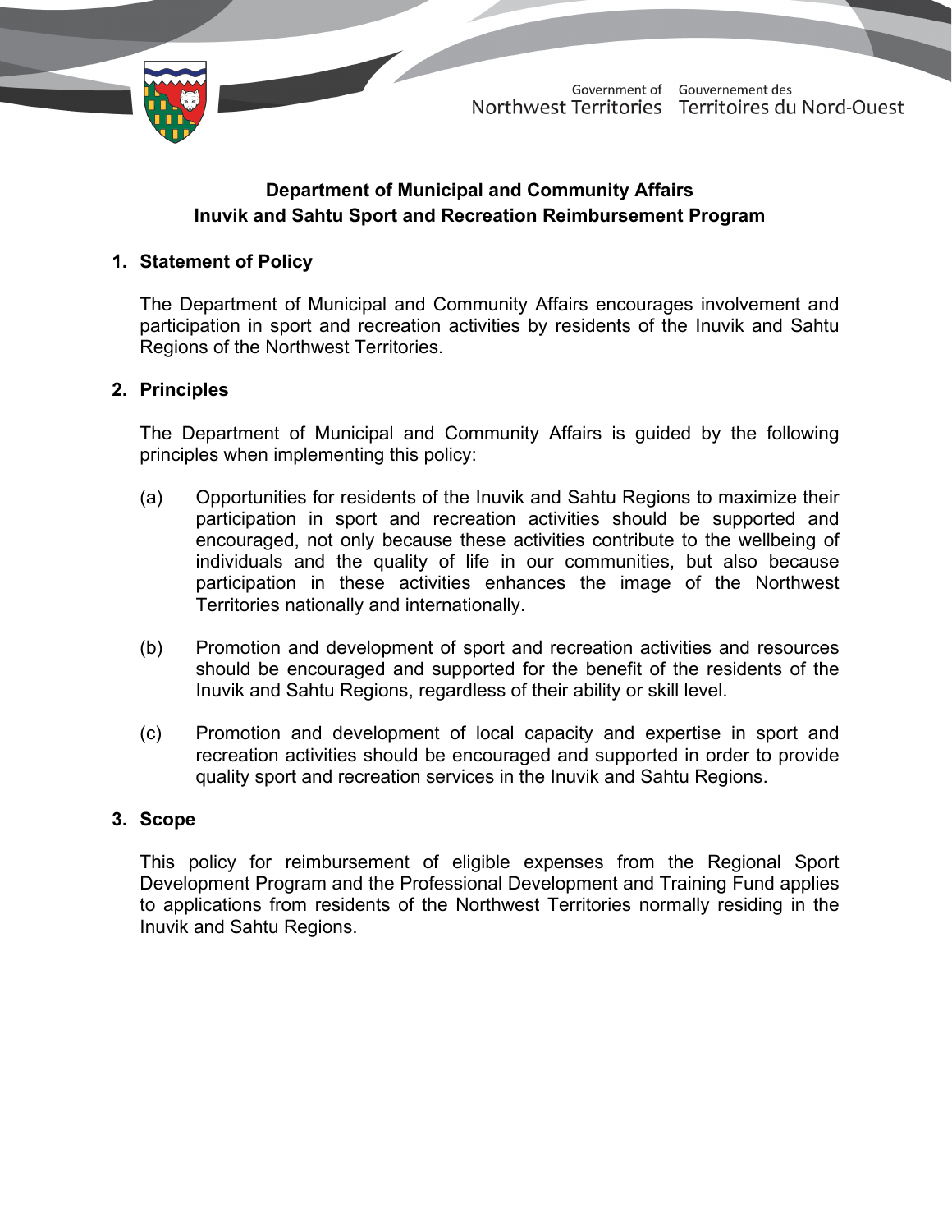Government of Northwest Territories | Gouvernement des Territoires du Nord-Ouest

# Department of Municipal and Community Affairs
# Inuvik and Sahtu Sport and Recreation Reimbursement Program

## 1. Statement of Policy

The Department of Municipal and Community Affairs encourages involvement and participation in sport and recreation activities by residents of the Inuvik and Sahtu Regions of the Northwest Territories.

## 2. Principles

The Department of Municipal and Community Affairs is guided by the following principles when implementing this policy:

(a) Opportunities for residents of the Inuvik and Sahtu Regions to maximize their participation in sport and recreation activities should be supported and encouraged, not only because these activities contribute to the wellbeing of individuals and the quality of life in our communities, but also because participation in these activities enhances the image of the Northwest Territories nationally and internationally.

(b) Promotion and development of sport and recreation activities and resources should be encouraged and supported for the benefit of the residents of the Inuvik and Sahtu Regions, regardless of their ability or skill level.

(c) Promotion and development of local capacity and expertise in sport and recreation activities should be encouraged and supported in order to provide quality sport and recreation services in the Inuvik and Sahtu Regions.

## 3. Scope

This policy for reimbursement of eligible expenses from the Regional Sport Development Program and the Professional Development and Training Fund applies to applications from residents of the Northwest Territories normally residing in the Inuvik and Sahtu Regions.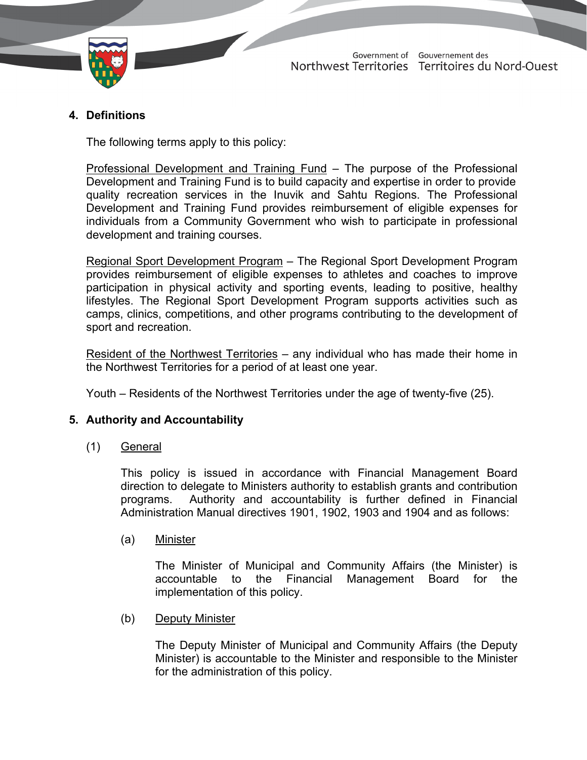## 4. Definitions

The following terms apply to this policy:

Professional Development and Training Fund – The purpose of the Professional Development and Training Fund is to build capacity and expertise in order to provide quality recreation services in the Inuvik and Sahtu Regions. The Professional Development and Training Fund provides reimbursement of eligible expenses for individuals from a Community Government who wish to participate in professional development and training courses.

Regional Sport Development Program – The Regional Sport Development Program provides reimbursement of eligible expenses to athletes and coaches to improve participation in physical activity and sporting events, leading to positive, healthy lifestyles. The Regional Sport Development Program supports activities such as camps, clinics, competitions, and other programs contributing to the development of sport and recreation.

Resident of the Northwest Territories – any individual who has made their home in the Northwest Territories for a period of at least one year.

Youth – Residents of the Northwest Territories under the age of twenty-five (25).

## 5. Authority and Accountability

(1) General

This policy is issued in accordance with Financial Management Board direction to delegate to Ministers authority to establish grants and contribution programs. Authority and accountability is further defined in Financial Administration Manual directives 1901, 1902, 1903 and 1904 and as follows:

(a) Minister

The Minister of Municipal and Community Affairs (the Minister) is accountable to the Financial Management Board for the implementation of this policy.

(b) Deputy Minister

The Deputy Minister of Municipal and Community Affairs (the Deputy Minister) is accountable to the Minister and responsible to the Minister for the administration of this policy.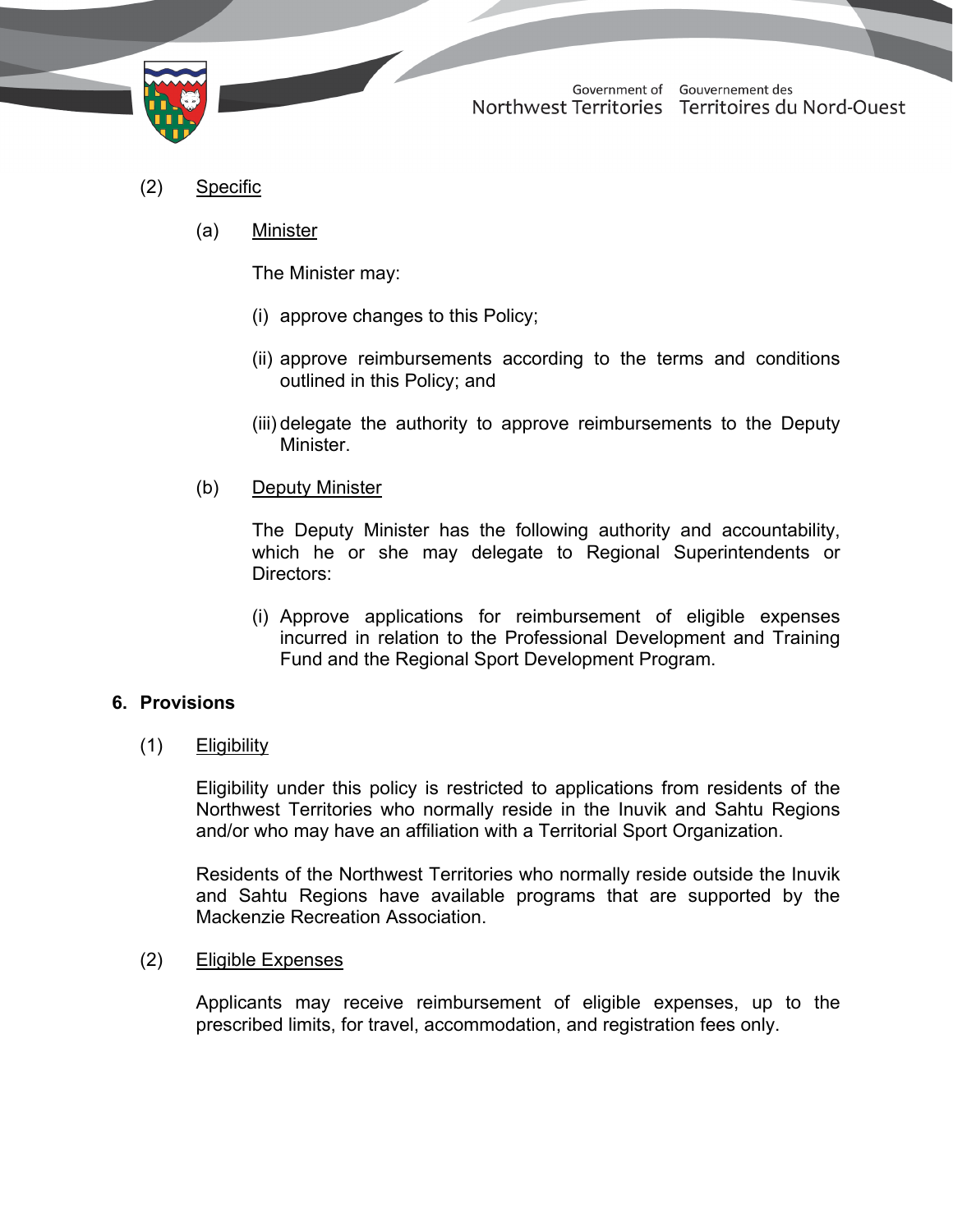(2) Specific

(a) Minister

The Minister may:

(i) approve changes to this Policy;

(ii) approve reimbursements according to the terms and conditions outlined in this Policy; and

(iii) delegate the authority to approve reimbursements to the Deputy Minister.

(b) Deputy Minister

The Deputy Minister has the following authority and accountability, which he or she may delegate to Regional Superintendents or Directors:

(i) Approve applications for reimbursement of eligible expenses incurred in relation to the Professional Development and Training Fund and the Regional Sport Development Program.

## 6. Provisions

(1) Eligibility

Eligibility under this policy is restricted to applications from residents of the Northwest Territories who normally reside in the Inuvik and Sahtu Regions and/or who may have an affiliation with a Territorial Sport Organization.

Residents of the Northwest Territories who normally reside outside the Inuvik and Sahtu Regions have available programs that are supported by the Mackenzie Recreation Association.

(2) Eligible Expenses

Applicants may receive reimbursement of eligible expenses, up to the prescribed limits, for travel, accommodation, and registration fees only.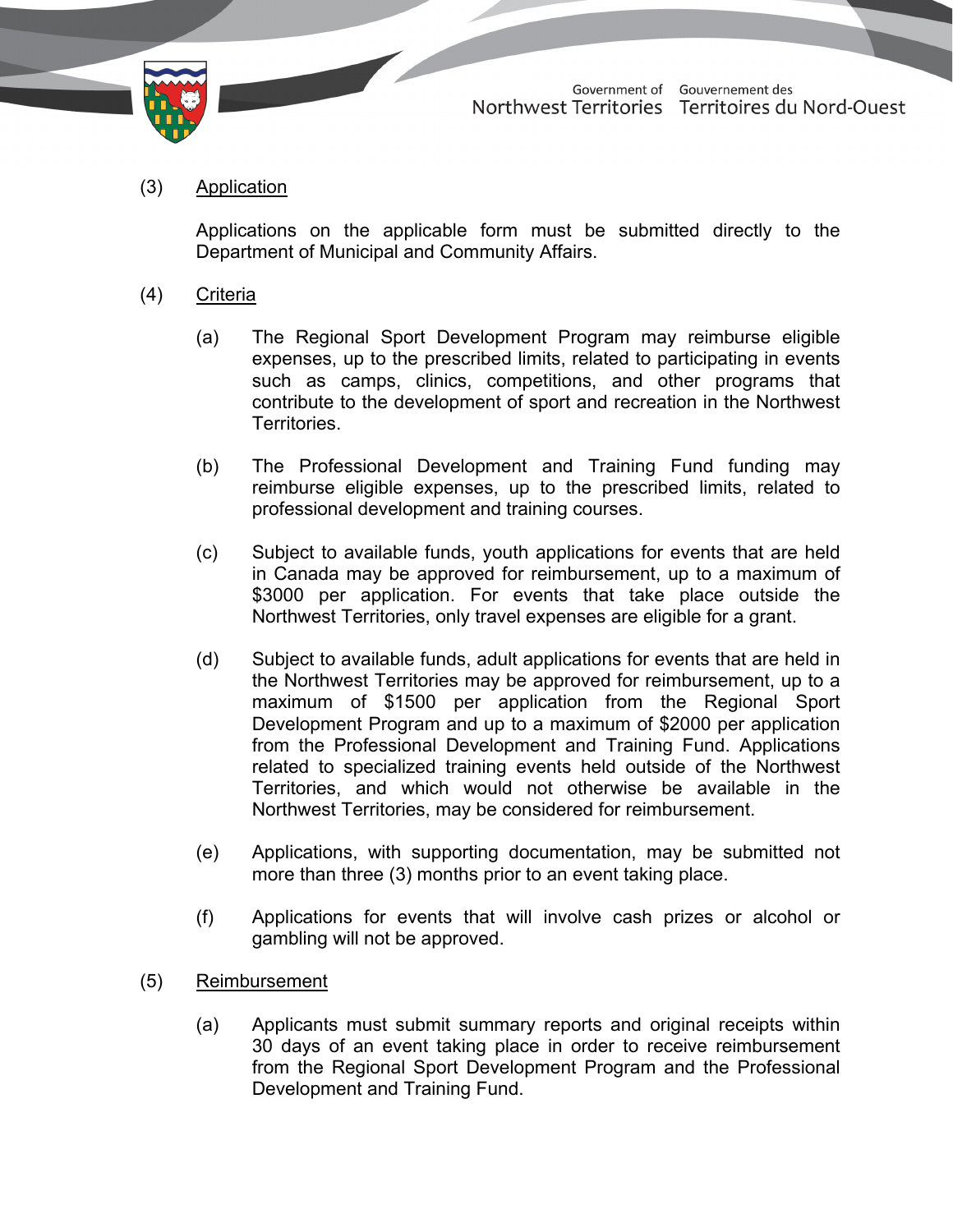(3) Application

Applications on the applicable form must be submitted directly to the Department of Municipal and Community Affairs.

(4) Criteria

(a) The Regional Sport Development Program may reimburse eligible expenses, up to the prescribed limits, related to participating in events such as camps, clinics, competitions, and other programs that contribute to the development of sport and recreation in the Northwest Territories.

(b) The Professional Development and Training Fund funding may reimburse eligible expenses, up to the prescribed limits, related to professional development and training courses.

(c) Subject to available funds, youth applications for events that are held in Canada may be approved for reimbursement, up to a maximum of $3000 per application. For events that take place outside the Northwest Territories, only travel expenses are eligible for a grant.

(d) Subject to available funds, adult applications for events that are held in the Northwest Territories may be approved for reimbursement, up to a maximum of $1500 per application from the Regional Sport Development Program and up to a maximum of $2000 per application from the Professional Development and Training Fund. Applications related to specialized training events held outside of the Northwest Territories, and which would not otherwise be available in the Northwest Territories, may be considered for reimbursement.

(e) Applications, with supporting documentation, may be submitted not more than three (3) months prior to an event taking place.

(f) Applications for events that will involve cash prizes or alcohol or gambling will not be approved.

(5) Reimbursement

(a) Applicants must submit summary reports and original receipts within 30 days of an event taking place in order to receive reimbursement from the Regional Sport Development Program and the Professional Development and Training Fund.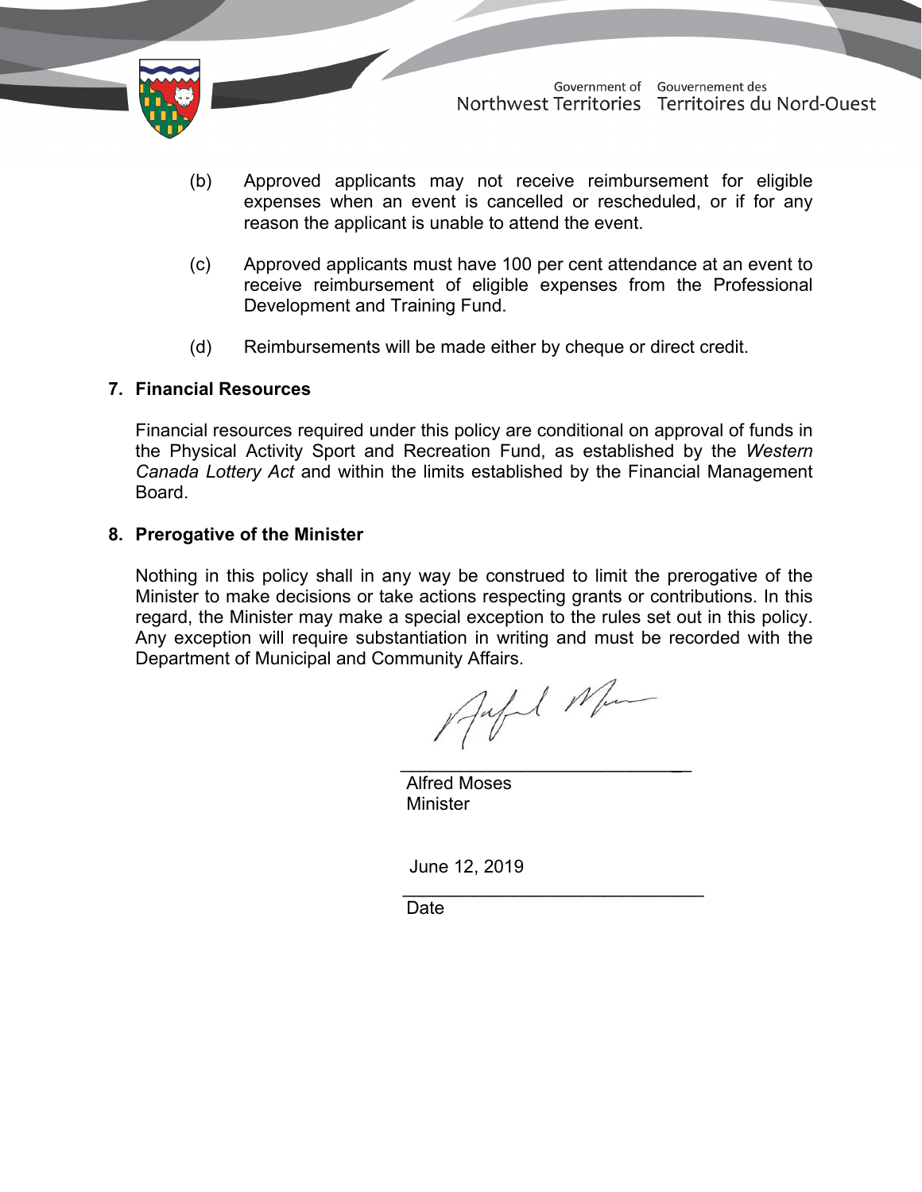(b) Approved applicants may not receive reimbursement for eligible expenses when an event is cancelled or rescheduled, or if for any reason the applicant is unable to attend the event.

(c) Approved applicants must have 100 per cent attendance at an event to receive reimbursement of eligible expenses from the Professional Development and Training Fund.

(d) Reimbursements will be made either by cheque or direct credit.

## 7. Financial Resources

Financial resources required under this policy are conditional on approval of funds in the Physical Activity Sport and Recreation Fund, as established by the *Western Canada Lottery Act* and within the limits established by the Financial Management Board.

## 8. Prerogative of the Minister

Nothing in this policy shall in any way be construed to limit the prerogative of the Minister to make decisions or take actions respecting grants or contributions. In this regard, the Minister may make a special exception to the rules set out in this policy. Any exception will require substantiation in writing and must be recorded with the Department of Municipal and Community Affairs.

______________________________
Alfred Moses
Minister

June 12, 2019
______________________________
Date